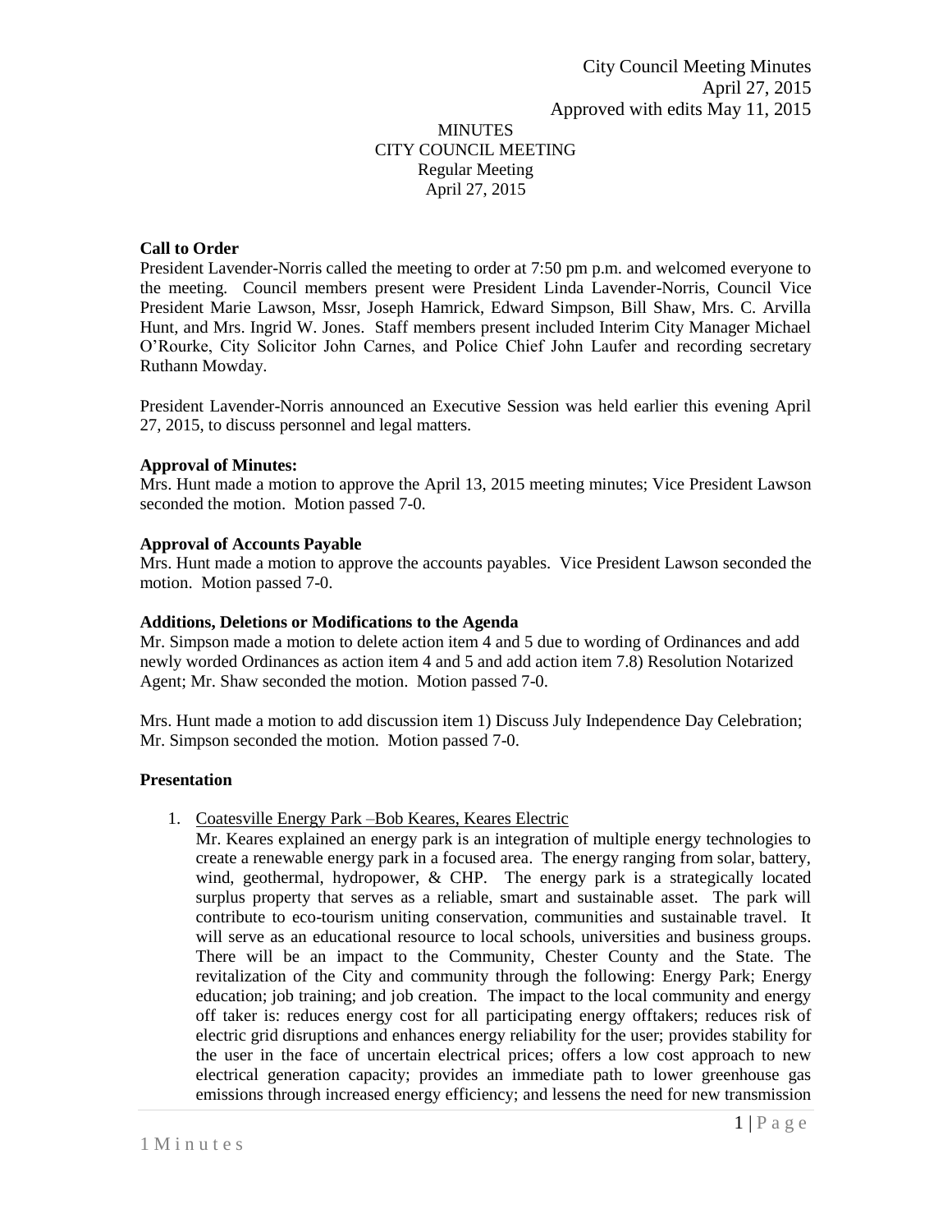City Council Meeting Minutes
April 27, 2015
Approved with edits May 11, 2015

MINUTES
CITY COUNCIL MEETING
Regular Meeting
April 27, 2015

**Call to Order**

President Lavender-Norris called the meeting to order at 7:50 pm p.m. and welcomed everyone to the meeting. Council members present were President Linda Lavender-Norris, Council Vice President Marie Lawson, Mssr, Joseph Hamrick, Edward Simpson, Bill Shaw, Mrs. C. Arvilla Hunt, and Mrs. Ingrid W. Jones. Staff members present included Interim City Manager Michael O'Rourke, City Solicitor John Carnes, and Police Chief John Laufer and recording secretary Ruthann Mowday.

President Lavender-Norris announced an Executive Session was held earlier this evening April 27, 2015, to discuss personnel and legal matters.

**Approval of Minutes:**

Mrs. Hunt made a motion to approve the April 13, 2015 meeting minutes; Vice President Lawson seconded the motion. Motion passed 7-0.

**Approval of Accounts Payable**

Mrs. Hunt made a motion to approve the accounts payables. Vice President Lawson seconded the motion. Motion passed 7-0.

**Additions, Deletions or Modifications to the Agenda**

Mr. Simpson made a motion to delete action item 4 and 5 due to wording of Ordinances and add newly worded Ordinances as action item 4 and 5 and add action item 7.8) Resolution Notarized Agent; Mr. Shaw seconded the motion. Motion passed 7-0.

Mrs. Hunt made a motion to add discussion item 1) Discuss July Independence Day Celebration; Mr. Simpson seconded the motion. Motion passed 7-0.

**Presentation**

1. Coatesville Energy Park –Bob Keares, Keares Electric
   Mr. Keares explained an energy park is an integration of multiple energy technologies to create a renewable energy park in a focused area. The energy ranging from solar, battery, wind, geothermal, hydropower, & CHP. The energy park is a strategically located surplus property that serves as a reliable, smart and sustainable asset. The park will contribute to eco-tourism uniting conservation, communities and sustainable travel. It will serve as an educational resource to local schools, universities and business groups. There will be an impact to the Community, Chester County and the State. The revitalization of the City and community through the following: Energy Park; Energy education; job training; and job creation. The impact to the local community and energy off taker is: reduces energy cost for all participating energy offtakers; reduces risk of electric grid disruptions and enhances energy reliability for the user; provides stability for the user in the face of uncertain electrical prices; offers a low cost approach to new electrical generation capacity; provides an immediate path to lower greenhouse gas emissions through increased energy efficiency; and lessens the need for new transmission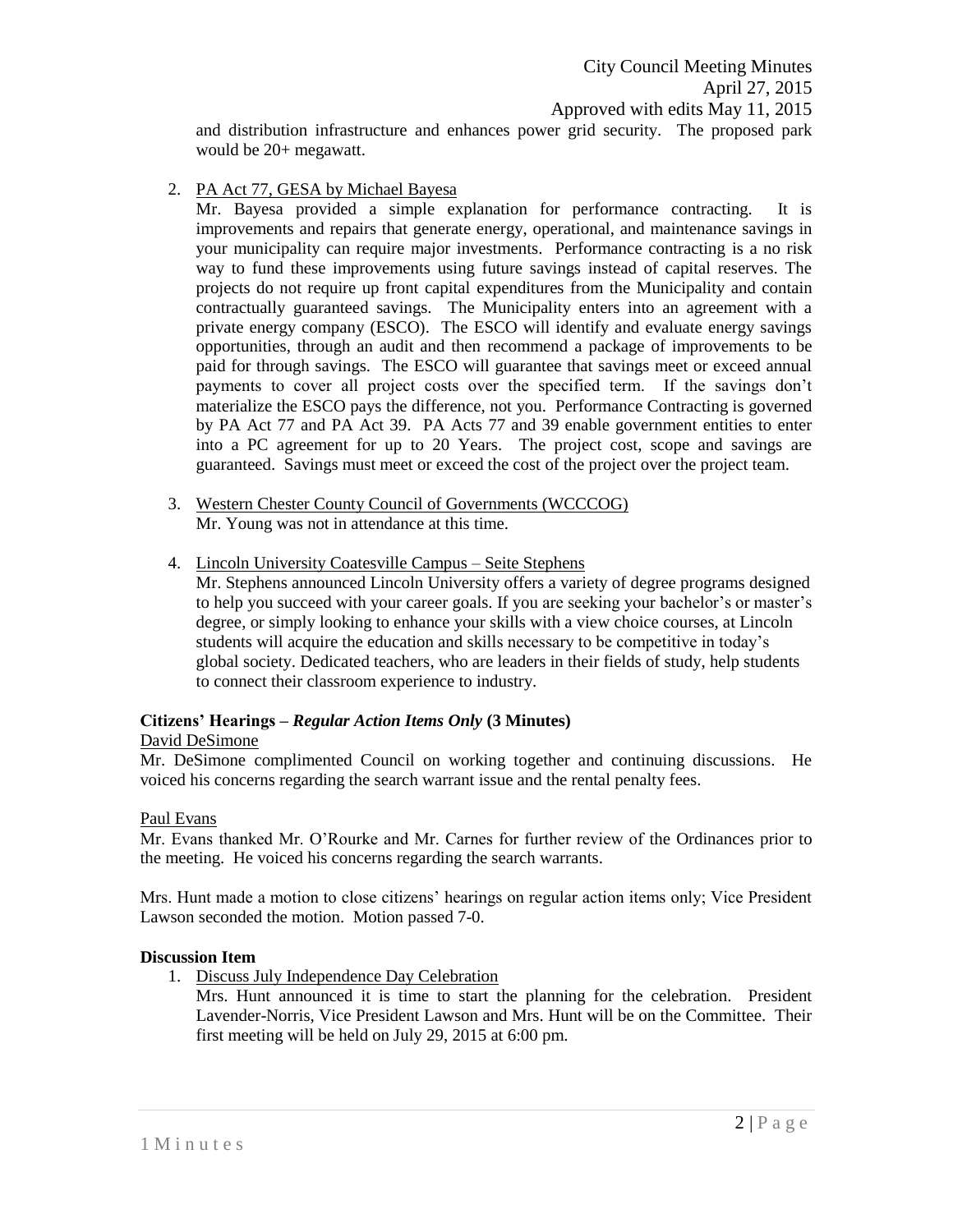and distribution infrastructure and enhances power grid security. The proposed park would be 20+ megawatt.

2. PA Act 77, GESA by Michael Bayesa

   Mr. Bayesa provided a simple explanation for performance contracting. It is improvements and repairs that generate energy, operational, and maintenance savings in your municipality can require major investments. Performance contracting is a no risk way to fund these improvements using future savings instead of capital reserves. The projects do not require up front capital expenditures from the Municipality and contain contractually guaranteed savings. The Municipality enters into an agreement with a private energy company (ESCO). The ESCO will identify and evaluate energy savings opportunities, through an audit and then recommend a package of improvements to be paid for through savings. The ESCO will guarantee that savings meet or exceed annual payments to cover all project costs over the specified term. If the savings don't materialize the ESCO pays the difference, not you. Performance Contracting is governed by PA Act 77 and PA Act 39. PA Acts 77 and 39 enable government entities to enter into a PC agreement for up to 20 Years. The project cost, scope and savings are guaranteed. Savings must meet or exceed the cost of the project over the project team.

3. Western Chester County Council of Governments (WCCCOG)

   Mr. Young was not in attendance at this time.

4. Lincoln University Coatesville Campus – Seite Stephens

   Mr. Stephens announced Lincoln University offers a variety of degree programs designed to help you succeed with your career goals. If you are seeking your bachelor's or master's degree, or simply looking to enhance your skills with a view choice courses, at Lincoln students will acquire the education and skills necessary to be competitive in today's global society. Dedicated teachers, who are leaders in their fields of study, help students to connect their classroom experience to industry.

**Citizens' Hearings – *Regular Action Items Only* (3 Minutes)**

David DeSimone

Mr. DeSimone complimented Council on working together and continuing discussions. He voiced his concerns regarding the search warrant issue and the rental penalty fees.

Paul Evans

Mr. Evans thanked Mr. O'Rourke and Mr. Carnes for further review of the Ordinances prior to the meeting. He voiced his concerns regarding the search warrants.

Mrs. Hunt made a motion to close citizens' hearings on regular action items only; Vice President Lawson seconded the motion. Motion passed 7-0.

**Discussion Item**

1. Discuss July Independence Day Celebration

   Mrs. Hunt announced it is time to start the planning for the celebration. President Lavender-Norris, Vice President Lawson and Mrs. Hunt will be on the Committee. Their first meeting will be held on July 29, 2015 at 6:00 pm.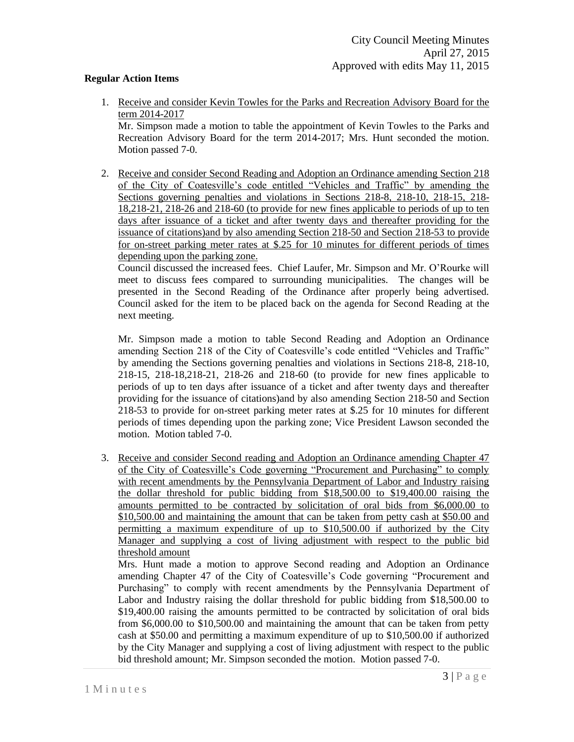**Regular Action Items**

1. Receive and consider Kevin Towles for the Parks and Recreation Advisory Board for the term 2014-2017

   Mr. Simpson made a motion to table the appointment of Kevin Towles to the Parks and Recreation Advisory Board for the term 2014-2017; Mrs. Hunt seconded the motion. Motion passed 7-0.

2. Receive and consider Second Reading and Adoption an Ordinance amending Section 218 of the City of Coatesville's code entitled "Vehicles and Traffic" by amending the Sections governing penalties and violations in Sections 218-8, 218-10, 218-15, 218-18,218-21, 218-26 and 218-60 (to provide for new fines applicable to periods of up to ten days after issuance of a ticket and after twenty days and thereafter providing for the issuance of citations)and by also amending Section 218-50 and Section 218-53 to provide for on-street parking meter rates at $.25 for 10 minutes for different periods of times depending upon the parking zone.

   Council discussed the increased fees. Chief Laufer, Mr. Simpson and Mr. O'Rourke will meet to discuss fees compared to surrounding municipalities. The changes will be presented in the Second Reading of the Ordinance after properly being advertised. Council asked for the item to be placed back on the agenda for Second Reading at the next meeting.

   Mr. Simpson made a motion to table Second Reading and Adoption an Ordinance amending Section 218 of the City of Coatesville's code entitled "Vehicles and Traffic" by amending the Sections governing penalties and violations in Sections 218-8, 218-10, 218-15, 218-18,218-21, 218-26 and 218-60 (to provide for new fines applicable to periods of up to ten days after issuance of a ticket and after twenty days and thereafter providing for the issuance of citations)and by also amending Section 218-50 and Section 218-53 to provide for on-street parking meter rates at $.25 for 10 minutes for different periods of times depending upon the parking zone; Vice President Lawson seconded the motion. Motion tabled 7-0.

3. Receive and consider Second reading and Adoption an Ordinance amending Chapter 47 of the City of Coatesville's Code governing "Procurement and Purchasing" to comply with recent amendments by the Pennsylvania Department of Labor and Industry raising the dollar threshold for public bidding from $18,500.00 to $19,400.00 raising the amounts permitted to be contracted by solicitation of oral bids from $6,000.00 to $10,500.00 and maintaining the amount that can be taken from petty cash at $50.00 and permitting a maximum expenditure of up to $10,500.00 if authorized by the City Manager and supplying a cost of living adjustment with respect to the public bid threshold amount

   Mrs. Hunt made a motion to approve Second reading and Adoption an Ordinance amending Chapter 47 of the City of Coatesville's Code governing "Procurement and Purchasing" to comply with recent amendments by the Pennsylvania Department of Labor and Industry raising the dollar threshold for public bidding from $18,500.00 to $19,400.00 raising the amounts permitted to be contracted by solicitation of oral bids from $6,000.00 to $10,500.00 and maintaining the amount that can be taken from petty cash at $50.00 and permitting a maximum expenditure of up to $10,500.00 if authorized by the City Manager and supplying a cost of living adjustment with respect to the public bid threshold amount; Mr. Simpson seconded the motion. Motion passed 7-0.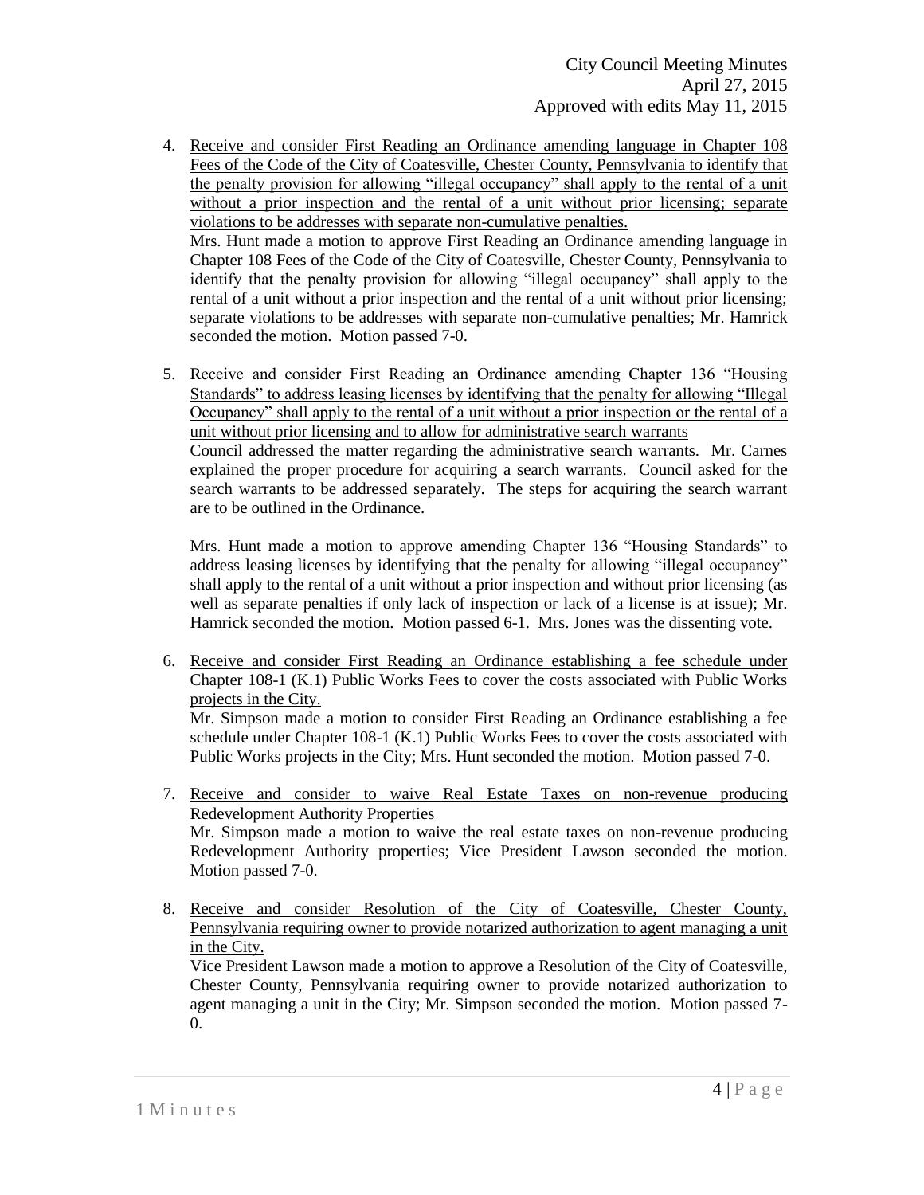4. <u>Receive and consider First Reading an Ordinance amending language in Chapter 108 Fees of the Code of the City of Coatesville, Chester County, Pennsylvania to identify that the penalty provision for allowing "illegal occupancy" shall apply to the rental of a unit without a prior inspection and the rental of a unit without prior licensing; separate violations to be addresses with separate non-cumulative penalties.</u>
   Mrs. Hunt made a motion to approve First Reading an Ordinance amending language in Chapter 108 Fees of the Code of the City of Coatesville, Chester County, Pennsylvania to identify that the penalty provision for allowing "illegal occupancy" shall apply to the rental of a unit without a prior inspection and the rental of a unit without prior licensing; separate violations to be addresses with separate non-cumulative penalties; Mr. Hamrick seconded the motion. Motion passed 7-0.

5. <u>Receive and consider First Reading an Ordinance amending Chapter 136 "Housing Standards" to address leasing licenses by identifying that the penalty for allowing "Illegal Occupancy" shall apply to the rental of a unit without a prior inspection or the rental of a unit without prior licensing and to allow for administrative search warrants</u>
   Council addressed the matter regarding the administrative search warrants. Mr. Carnes explained the proper procedure for acquiring a search warrants. Council asked for the search warrants to be addressed separately. The steps for acquiring the search warrant are to be outlined in the Ordinance.

   Mrs. Hunt made a motion to approve amending Chapter 136 "Housing Standards" to address leasing licenses by identifying that the penalty for allowing "illegal occupancy" shall apply to the rental of a unit without a prior inspection and without prior licensing (as well as separate penalties if only lack of inspection or lack of a license is at issue); Mr. Hamrick seconded the motion. Motion passed 6-1. Mrs. Jones was the dissenting vote.

6. <u>Receive and consider First Reading an Ordinance establishing a fee schedule under Chapter 108-1 (K.1) Public Works Fees to cover the costs associated with Public Works projects in the City.</u>
   Mr. Simpson made a motion to consider First Reading an Ordinance establishing a fee schedule under Chapter 108-1 (K.1) Public Works Fees to cover the costs associated with Public Works projects in the City; Mrs. Hunt seconded the motion. Motion passed 7-0.

7. <u>Receive and consider to waive Real Estate Taxes on non-revenue producing Redevelopment Authority Properties</u>
   Mr. Simpson made a motion to waive the real estate taxes on non-revenue producing Redevelopment Authority properties; Vice President Lawson seconded the motion. Motion passed 7-0.

8. <u>Receive and consider Resolution of the City of Coatesville, Chester County, Pennsylvania requiring owner to provide notarized authorization to agent managing a unit in the City.</u>
   Vice President Lawson made a motion to approve a Resolution of the City of Coatesville, Chester County, Pennsylvania requiring owner to provide notarized authorization to agent managing a unit in the City; Mr. Simpson seconded the motion. Motion passed 7-0.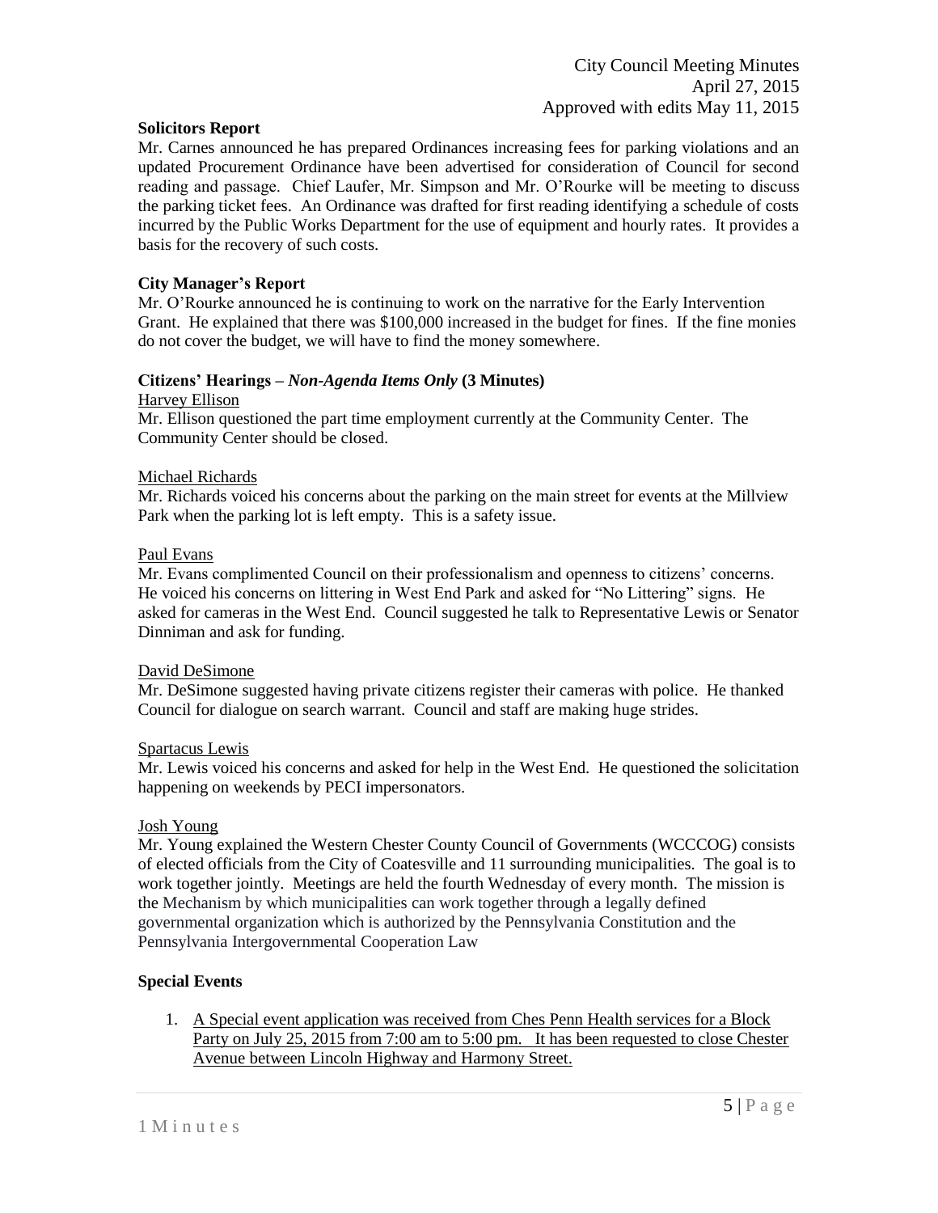**Solicitors Report**

Mr. Carnes announced he has prepared Ordinances increasing fees for parking violations and an updated Procurement Ordinance have been advertised for consideration of Council for second reading and passage. Chief Laufer, Mr. Simpson and Mr. O'Rourke will be meeting to discuss the parking ticket fees. An Ordinance was drafted for first reading identifying a schedule of costs incurred by the Public Works Department for the use of equipment and hourly rates. It provides a basis for the recovery of such costs.

**City Manager's Report**

Mr. O'Rourke announced he is continuing to work on the narrative for the Early Intervention Grant. He explained that there was $100,000 increased in the budget for fines. If the fine monies do not cover the budget, we will have to find the money somewhere.

**Citizens' Hearings –** ***Non-Agenda Items Only*** **(3 Minutes)**

Harvey Ellison

Mr. Ellison questioned the part time employment currently at the Community Center. The Community Center should be closed.

Michael Richards

Mr. Richards voiced his concerns about the parking on the main street for events at the Millview Park when the parking lot is left empty. This is a safety issue.

Paul Evans

Mr. Evans complimented Council on their professionalism and openness to citizens' concerns. He voiced his concerns on littering in West End Park and asked for "No Littering" signs. He asked for cameras in the West End. Council suggested he talk to Representative Lewis or Senator Dinniman and ask for funding.

David DeSimone

Mr. DeSimone suggested having private citizens register their cameras with police. He thanked Council for dialogue on search warrant. Council and staff are making huge strides.

Spartacus Lewis

Mr. Lewis voiced his concerns and asked for help in the West End. He questioned the solicitation happening on weekends by PECI impersonators.

Josh Young

Mr. Young explained the Western Chester County Council of Governments (WCCCOG) consists of elected officials from the City of Coatesville and 11 surrounding municipalities. The goal is to work together jointly. Meetings are held the fourth Wednesday of every month. The mission is the Mechanism by which municipalities can work together through a legally defined governmental organization which is authorized by the Pennsylvania Constitution and the Pennsylvania Intergovernmental Cooperation Law

**Special Events**

1. A Special event application was received from Ches Penn Health services for a Block Party on July 25, 2015 from 7:00 am to 5:00 pm. It has been requested to close Chester Avenue between Lincoln Highway and Harmony Street.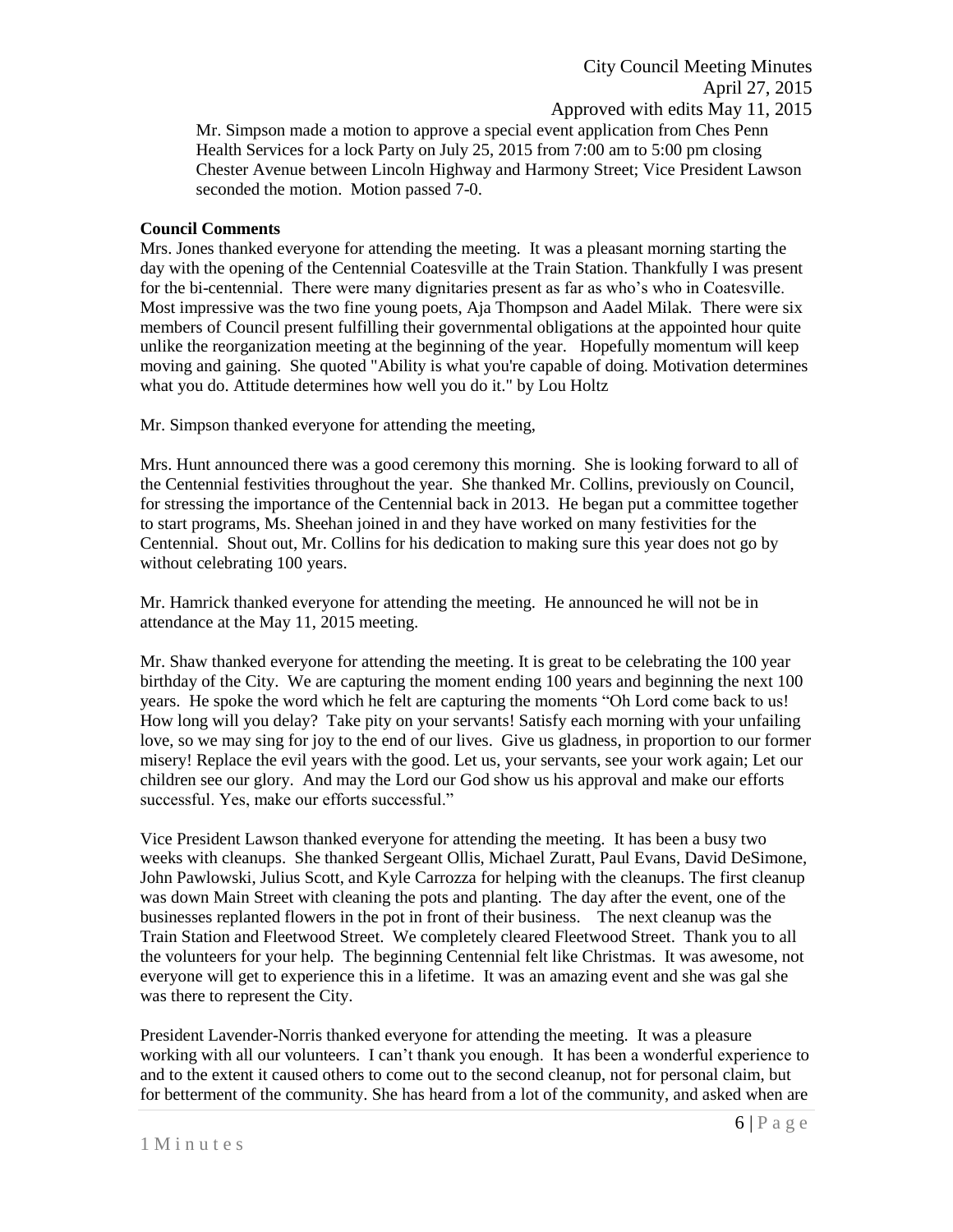Mr. Simpson made a motion to approve a special event application from Ches Penn Health Services for a lock Party on July 25, 2015 from 7:00 am to 5:00 pm closing Chester Avenue between Lincoln Highway and Harmony Street; Vice President Lawson seconded the motion. Motion passed 7-0.

**Council Comments**

Mrs. Jones thanked everyone for attending the meeting. It was a pleasant morning starting the day with the opening of the Centennial Coatesville at the Train Station. Thankfully I was present for the bi-centennial. There were many dignitaries present as far as who's who in Coatesville. Most impressive was the two fine young poets, Aja Thompson and Aadel Milak. There were six members of Council present fulfilling their governmental obligations at the appointed hour quite unlike the reorganization meeting at the beginning of the year. Hopefully momentum will keep moving and gaining. She quoted "Ability is what you're capable of doing. Motivation determines what you do. Attitude determines how well you do it." by Lou Holtz

Mr. Simpson thanked everyone for attending the meeting,

Mrs. Hunt announced there was a good ceremony this morning. She is looking forward to all of the Centennial festivities throughout the year. She thanked Mr. Collins, previously on Council, for stressing the importance of the Centennial back in 2013. He began put a committee together to start programs, Ms. Sheehan joined in and they have worked on many festivities for the Centennial. Shout out, Mr. Collins for his dedication to making sure this year does not go by without celebrating 100 years.

Mr. Hamrick thanked everyone for attending the meeting. He announced he will not be in attendance at the May 11, 2015 meeting.

Mr. Shaw thanked everyone for attending the meeting. It is great to be celebrating the 100 year birthday of the City. We are capturing the moment ending 100 years and beginning the next 100 years. He spoke the word which he felt are capturing the moments "Oh Lord come back to us! How long will you delay? Take pity on your servants! Satisfy each morning with your unfailing love, so we may sing for joy to the end of our lives. Give us gladness, in proportion to our former misery! Replace the evil years with the good. Let us, your servants, see your work again; Let our children see our glory. And may the Lord our God show us his approval and make our efforts successful. Yes, make our efforts successful."

Vice President Lawson thanked everyone for attending the meeting. It has been a busy two weeks with cleanups. She thanked Sergeant Ollis, Michael Zuratt, Paul Evans, David DeSimone, John Pawlowski, Julius Scott, and Kyle Carrozza for helping with the cleanups. The first cleanup was down Main Street with cleaning the pots and planting. The day after the event, one of the businesses replanted flowers in the pot in front of their business. The next cleanup was the Train Station and Fleetwood Street. We completely cleared Fleetwood Street. Thank you to all the volunteers for your help. The beginning Centennial felt like Christmas. It was awesome, not everyone will get to experience this in a lifetime. It was an amazing event and she was gal she was there to represent the City.

President Lavender-Norris thanked everyone for attending the meeting. It was a pleasure working with all our volunteers. I can't thank you enough. It has been a wonderful experience to and to the extent it caused others to come out to the second cleanup, not for personal claim, but for betterment of the community. She has heard from a lot of the community, and asked when are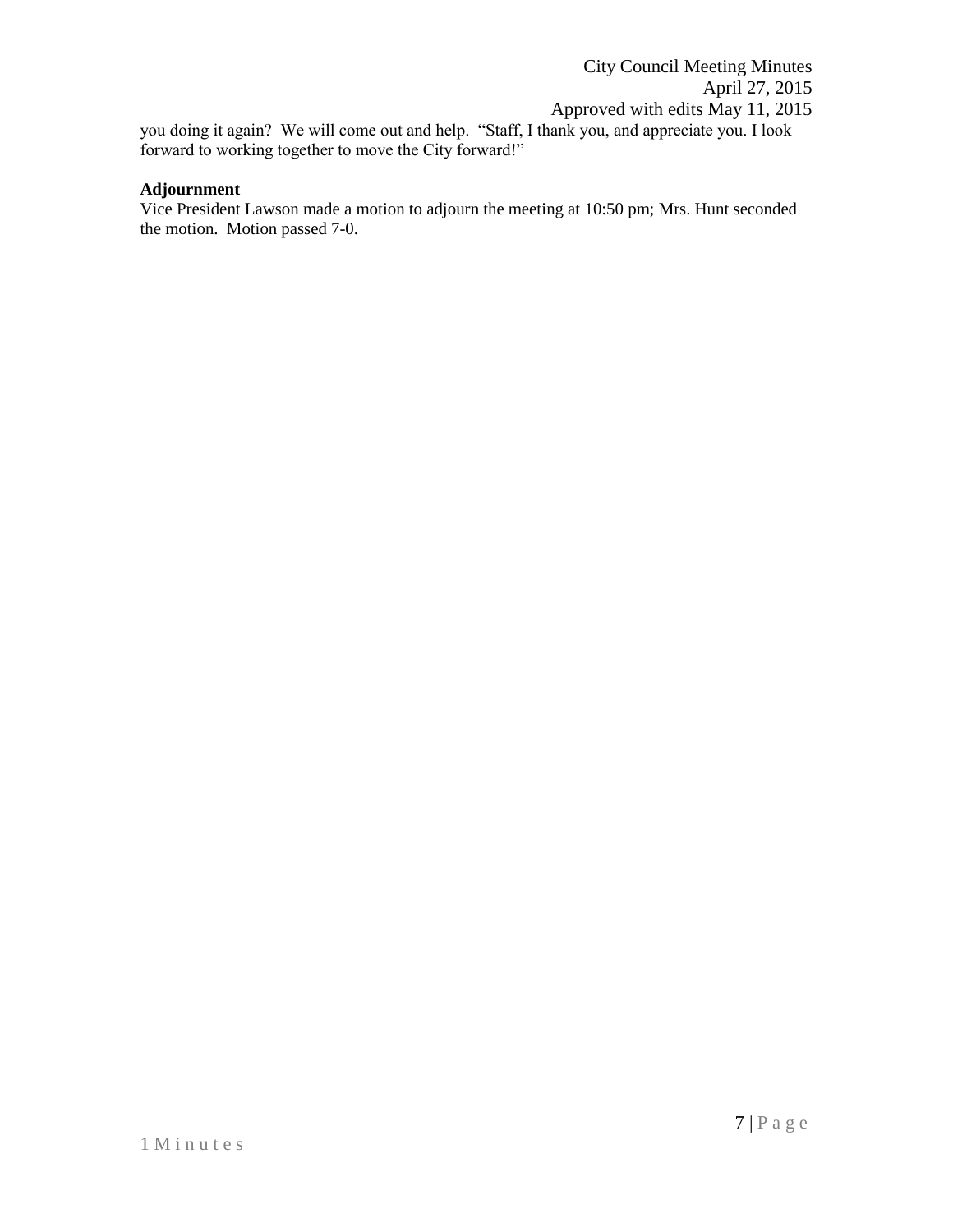you doing it again? We will come out and help. "Staff, I thank you, and appreciate you. I look forward to working together to move the City forward!"

**Adjournment**

Vice President Lawson made a motion to adjourn the meeting at 10:50 pm; Mrs. Hunt seconded the motion. Motion passed 7-0.